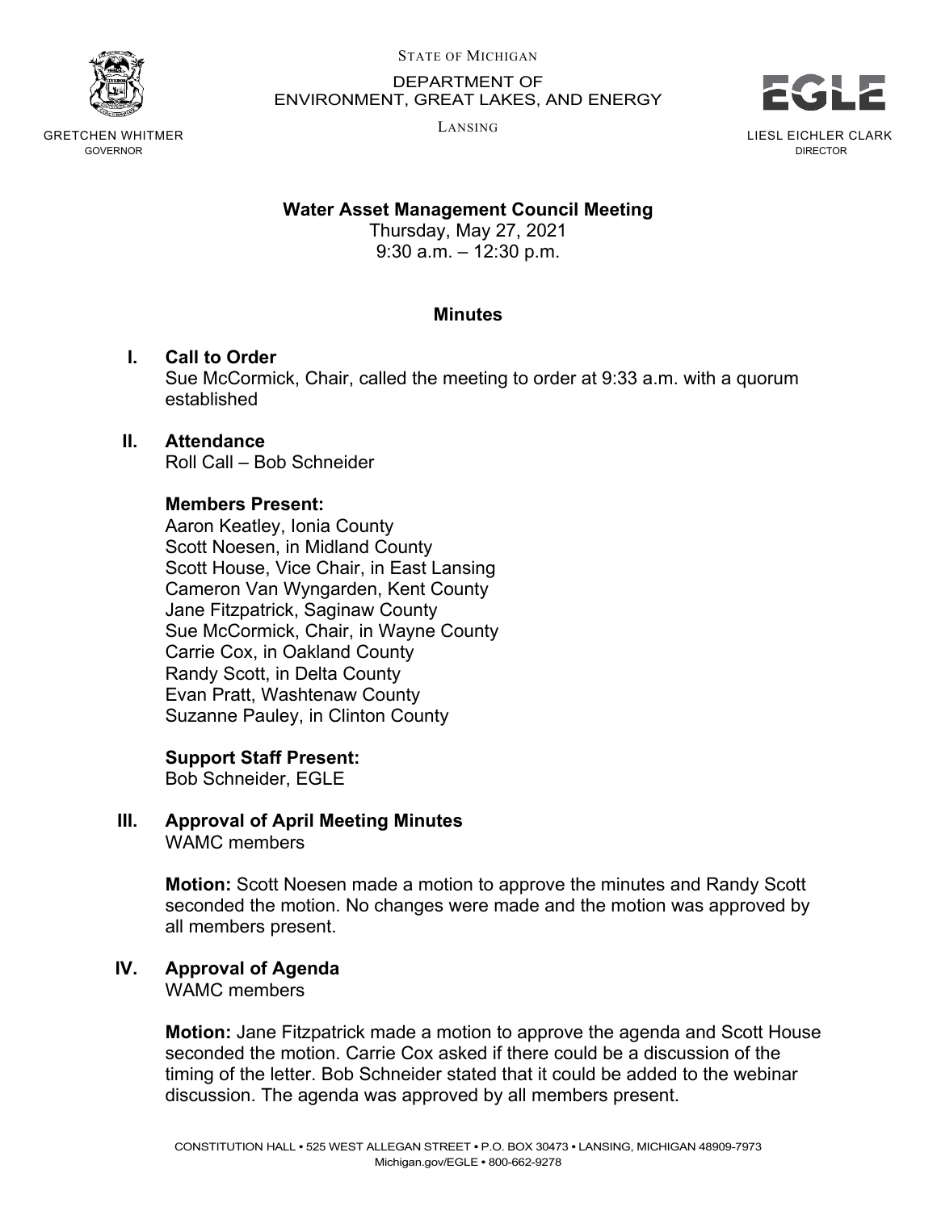STATE OF MICHIGAN
DEPARTMENT OF
ENVIRONMENT, GREAT LAKES, AND ENERGY
LANSING

GRETCHEN WHITMER
GOVERNOR

LIESL EICHLER CLARK
DIRECTOR

**Water Asset Management Council Meeting**
Thursday, May 27, 2021
9:30 a.m. – 12:30 p.m.

## Minutes

**I. Call to Order**

Sue McCormick, Chair, called the meeting to order at 9:33 a.m. with a quorum established

**II. Attendance**

Roll Call – Bob Schneider

**Members Present:**
Aaron Keatley, Ionia County
Scott Noesen, in Midland County
Scott House, Vice Chair, in East Lansing
Cameron Van Wyngarden, Kent County
Jane Fitzpatrick, Saginaw County
Sue McCormick, Chair, in Wayne County
Carrie Cox, in Oakland County
Randy Scott, in Delta County
Evan Pratt, Washtenaw County
Suzanne Pauley, in Clinton County

**Support Staff Present:**
Bob Schneider, EGLE

**III. Approval of April Meeting Minutes**

WAMC members

**Motion:** Scott Noesen made a motion to approve the minutes and Randy Scott seconded the motion. No changes were made and the motion was approved by all members present.

**IV. Approval of Agenda**

WAMC members

**Motion:** Jane Fitzpatrick made a motion to approve the agenda and Scott House seconded the motion. Carrie Cox asked if there could be a discussion of the timing of the letter. Bob Schneider stated that it could be added to the webinar discussion. The agenda was approved by all members present.

CONSTITUTION HALL • 525 WEST ALLEGAN STREET • P.O. BOX 30473 • LANSING, MICHIGAN 48909-7973
Michigan.gov/EGLE • 800-662-9278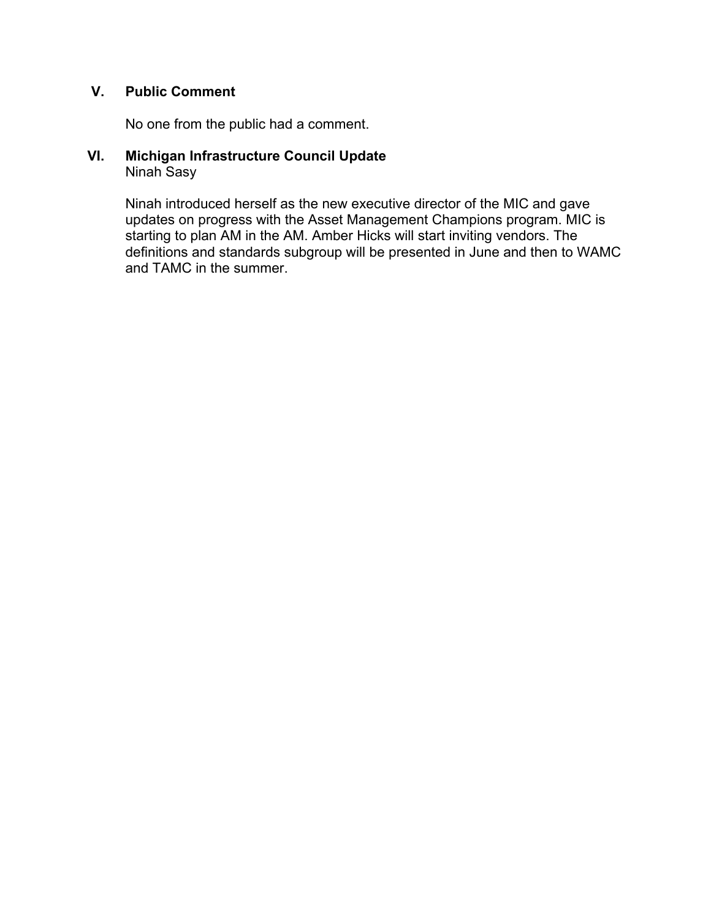## V. Public Comment

No one from the public had a comment.

## VI. Michigan Infrastructure Council Update

Ninah Sasy

Ninah introduced herself as the new executive director of the MIC and gave updates on progress with the Asset Management Champions program. MIC is starting to plan AM in the AM. Amber Hicks will start inviting vendors. The definitions and standards subgroup will be presented in June and then to WAMC and TAMC in the summer.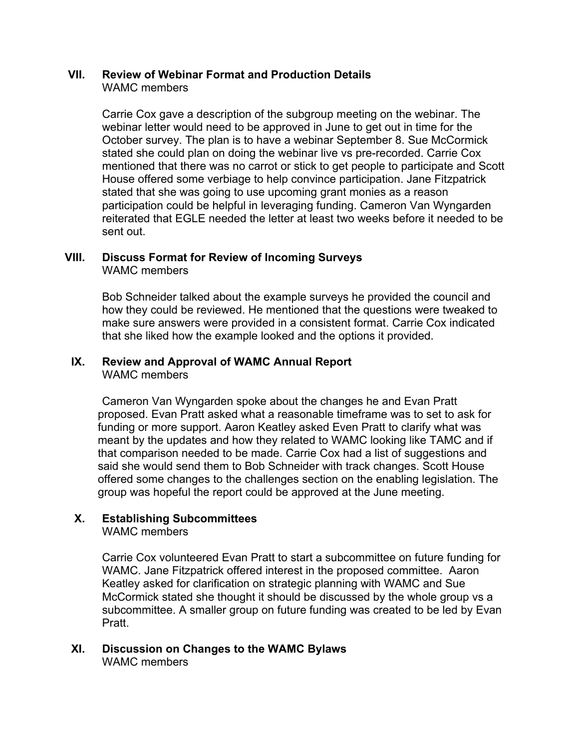## VII. Review of Webinar Format and Production Details

WAMC members

Carrie Cox gave a description of the subgroup meeting on the webinar. The webinar letter would need to be approved in June to get out in time for the October survey. The plan is to have a webinar September 8. Sue McCormick stated she could plan on doing the webinar live vs pre-recorded. Carrie Cox mentioned that there was no carrot or stick to get people to participate and Scott House offered some verbiage to help convince participation. Jane Fitzpatrick stated that she was going to use upcoming grant monies as a reason participation could be helpful in leveraging funding. Cameron Van Wyngarden reiterated that EGLE needed the letter at least two weeks before it needed to be sent out.

## VIII. Discuss Format for Review of Incoming Surveys

WAMC members

Bob Schneider talked about the example surveys he provided the council and how they could be reviewed. He mentioned that the questions were tweaked to make sure answers were provided in a consistent format. Carrie Cox indicated that she liked how the example looked and the options it provided.

## IX. Review and Approval of WAMC Annual Report

WAMC members

Cameron Van Wyngarden spoke about the changes he and Evan Pratt proposed. Evan Pratt asked what a reasonable timeframe was to set to ask for funding or more support. Aaron Keatley asked Even Pratt to clarify what was meant by the updates and how they related to WAMC looking like TAMC and if that comparison needed to be made. Carrie Cox had a list of suggestions and said she would send them to Bob Schneider with track changes. Scott House offered some changes to the challenges section on the enabling legislation. The group was hopeful the report could be approved at the June meeting.

## X. Establishing Subcommittees

WAMC members

Carrie Cox volunteered Evan Pratt to start a subcommittee on future funding for WAMC. Jane Fitzpatrick offered interest in the proposed committee. Aaron Keatley asked for clarification on strategic planning with WAMC and Sue McCormick stated she thought it should be discussed by the whole group vs a subcommittee. A smaller group on future funding was created to be led by Evan Pratt.

## XI. Discussion on Changes to the WAMC Bylaws

WAMC members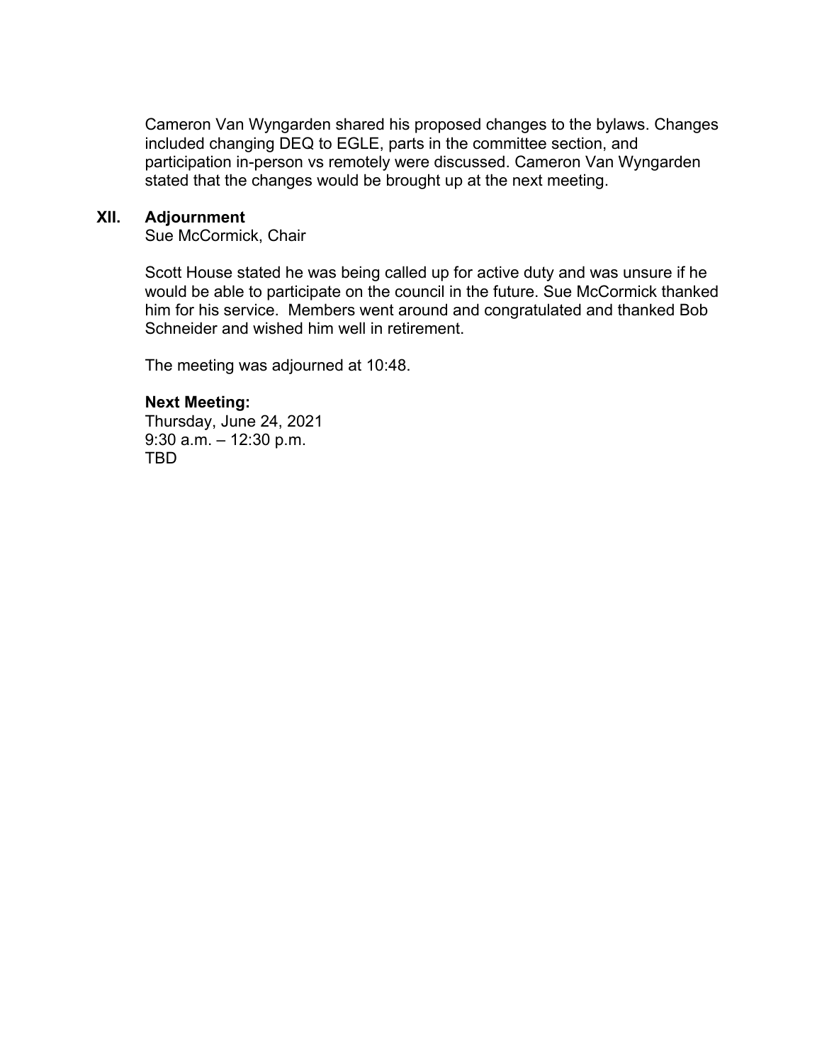Cameron Van Wyngarden shared his proposed changes to the bylaws. Changes included changing DEQ to EGLE, parts in the committee section, and participation in-person vs remotely were discussed. Cameron Van Wyngarden stated that the changes would be brought up at the next meeting.

## XII. Adjournment

Sue McCormick, Chair

Scott House stated he was being called up for active duty and was unsure if he would be able to participate on the council in the future. Sue McCormick thanked him for his service. Members went around and congratulated and thanked Bob Schneider and wished him well in retirement.

The meeting was adjourned at 10:48.

**Next Meeting:**
Thursday, June 24, 2021
9:30 a.m. – 12:30 p.m.
TBD